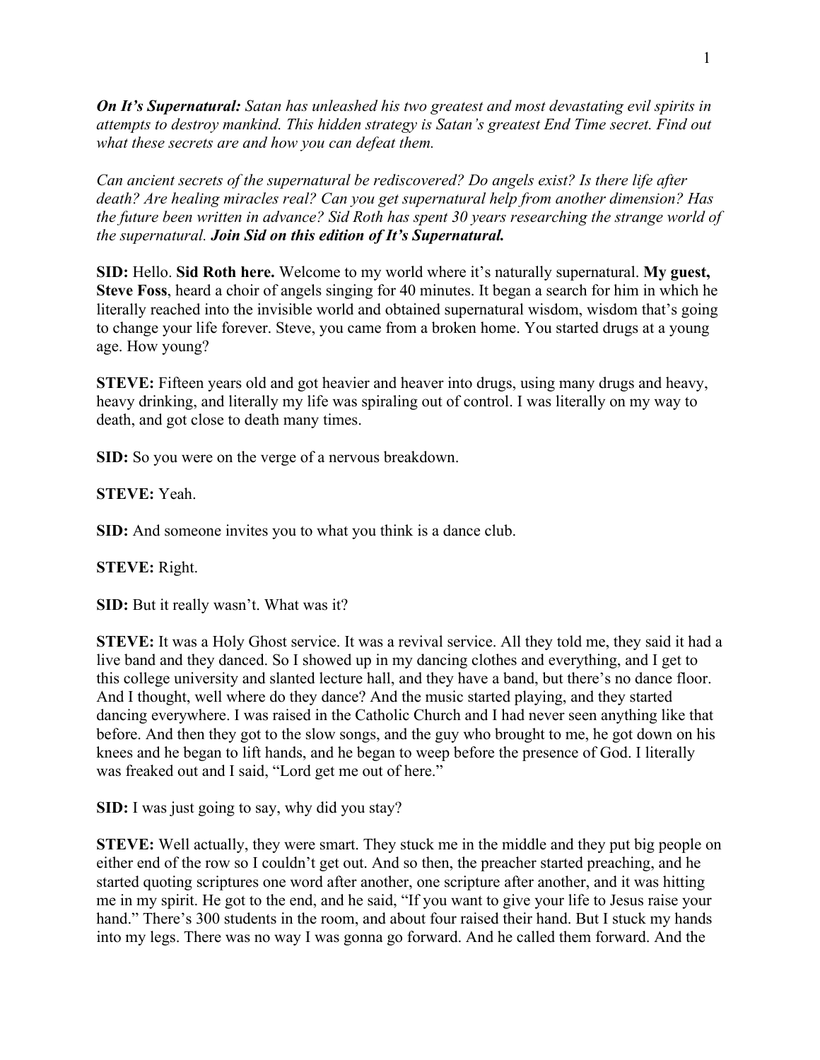***On It's Supernatural:*** *Satan has unleashed his two greatest and most devastating evil spirits in attempts to destroy mankind. This hidden strategy is Satan's greatest End Time secret. Find out what these secrets are and how you can defeat them.*

*Can ancient secrets of the supernatural be rediscovered? Do angels exist? Is there life after death? Are healing miracles real? Can you get supernatural help from another dimension? Has the future been written in advance? Sid Roth has spent 30 years researching the strange world of the supernatural.* ***Join Sid on this edition of It's Supernatural.***

**SID:** Hello. **Sid Roth here.** Welcome to my world where it's naturally supernatural. **My guest, Steve Foss**, heard a choir of angels singing for 40 minutes. It began a search for him in which he literally reached into the invisible world and obtained supernatural wisdom, wisdom that's going to change your life forever. Steve, you came from a broken home. You started drugs at a young age. How young?

**STEVE:** Fifteen years old and got heavier and heaver into drugs, using many drugs and heavy, heavy drinking, and literally my life was spiraling out of control. I was literally on my way to death, and got close to death many times.

**SID:** So you were on the verge of a nervous breakdown.

**STEVE:** Yeah.

**SID:** And someone invites you to what you think is a dance club.

**STEVE:** Right.

**SID:** But it really wasn't. What was it?

**STEVE:** It was a Holy Ghost service. It was a revival service. All they told me, they said it had a live band and they danced. So I showed up in my dancing clothes and everything, and I get to this college university and slanted lecture hall, and they have a band, but there's no dance floor. And I thought, well where do they dance? And the music started playing, and they started dancing everywhere. I was raised in the Catholic Church and I had never seen anything like that before. And then they got to the slow songs, and the guy who brought to me, he got down on his knees and he began to lift hands, and he began to weep before the presence of God. I literally was freaked out and I said, "Lord get me out of here."

**SID:** I was just going to say, why did you stay?

**STEVE:** Well actually, they were smart. They stuck me in the middle and they put big people on either end of the row so I couldn't get out. And so then, the preacher started preaching, and he started quoting scriptures one word after another, one scripture after another, and it was hitting me in my spirit. He got to the end, and he said, "If you want to give your life to Jesus raise your hand." There's 300 students in the room, and about four raised their hand. But I stuck my hands into my legs. There was no way I was gonna go forward. And he called them forward. And the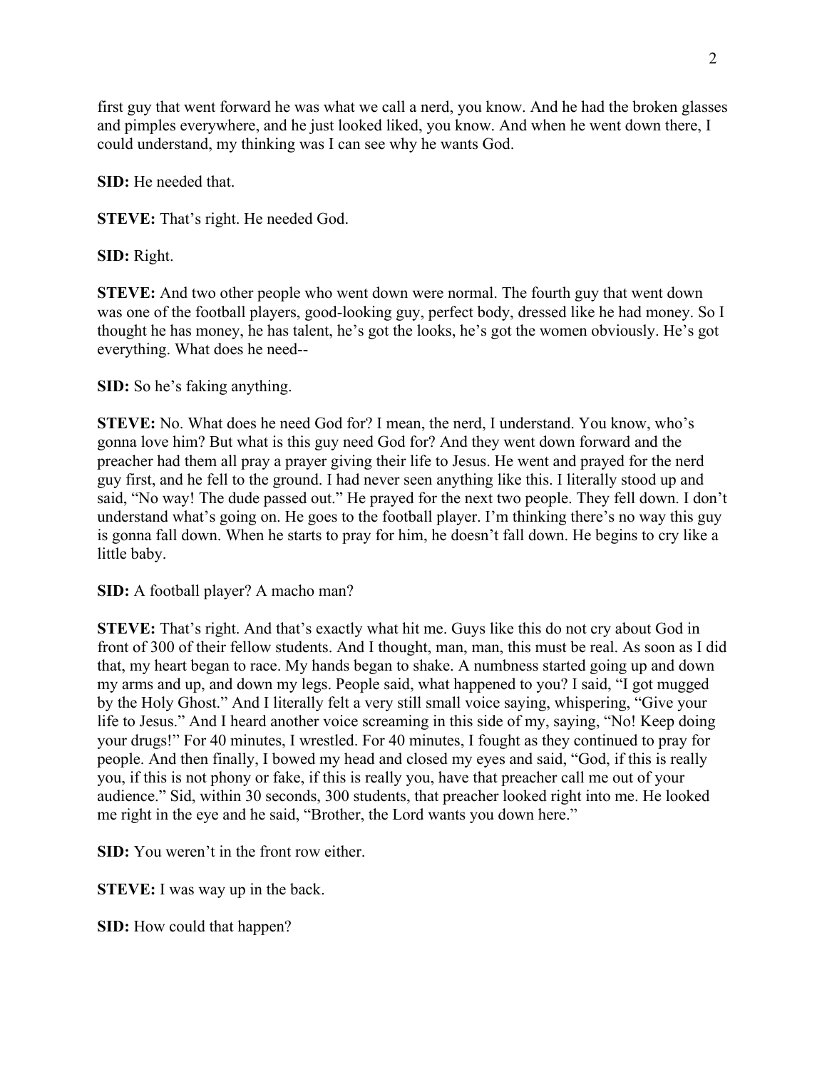first guy that went forward he was what we call a nerd, you know. And he had the broken glasses and pimples everywhere, and he just looked liked, you know. And when he went down there, I could understand, my thinking was I can see why he wants God.

**SID:** He needed that.

**STEVE:** That's right. He needed God.

**SID:** Right.

**STEVE:** And two other people who went down were normal. The fourth guy that went down was one of the football players, good-looking guy, perfect body, dressed like he had money. So I thought he has money, he has talent, he's got the looks, he's got the women obviously. He's got everything. What does he need--

**SID:** So he's faking anything.

**STEVE:** No. What does he need God for? I mean, the nerd, I understand. You know, who's gonna love him? But what is this guy need God for? And they went down forward and the preacher had them all pray a prayer giving their life to Jesus. He went and prayed for the nerd guy first, and he fell to the ground. I had never seen anything like this. I literally stood up and said, "No way! The dude passed out." He prayed for the next two people. They fell down. I don't understand what's going on. He goes to the football player. I'm thinking there's no way this guy is gonna fall down. When he starts to pray for him, he doesn't fall down. He begins to cry like a little baby.

**SID:** A football player? A macho man?

**STEVE:** That's right. And that's exactly what hit me. Guys like this do not cry about God in front of 300 of their fellow students. And I thought, man, man, this must be real. As soon as I did that, my heart began to race. My hands began to shake. A numbness started going up and down my arms and up, and down my legs. People said, what happened to you? I said, "I got mugged by the Holy Ghost." And I literally felt a very still small voice saying, whispering, "Give your life to Jesus." And I heard another voice screaming in this side of my, saying, "No! Keep doing your drugs!" For 40 minutes, I wrestled. For 40 minutes, I fought as they continued to pray for people. And then finally, I bowed my head and closed my eyes and said, "God, if this is really you, if this is not phony or fake, if this is really you, have that preacher call me out of your audience." Sid, within 30 seconds, 300 students, that preacher looked right into me. He looked me right in the eye and he said, "Brother, the Lord wants you down here."

**SID:** You weren't in the front row either.

**STEVE:** I was way up in the back.

**SID:** How could that happen?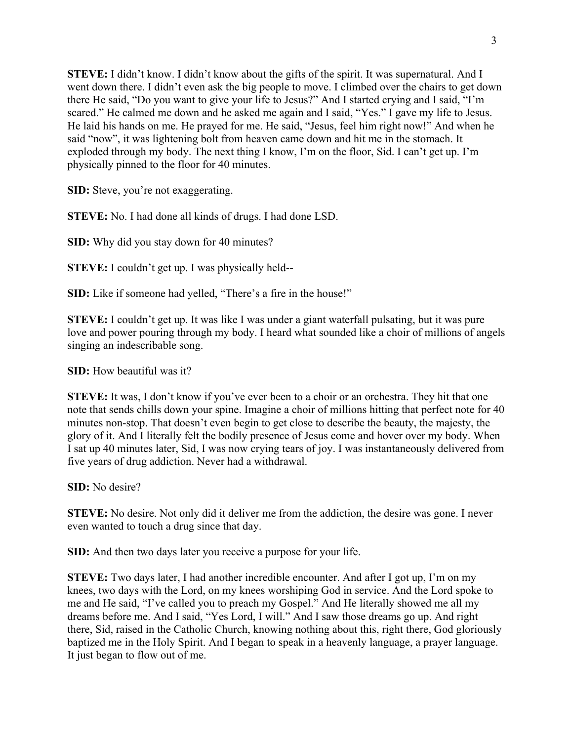**STEVE:** I didn't know. I didn't know about the gifts of the spirit. It was supernatural. And I went down there. I didn't even ask the big people to move. I climbed over the chairs to get down there He said, "Do you want to give your life to Jesus?" And I started crying and I said, "I'm scared." He calmed me down and he asked me again and I said, "Yes." I gave my life to Jesus. He laid his hands on me. He prayed for me. He said, "Jesus, feel him right now!" And when he said "now", it was lightening bolt from heaven came down and hit me in the stomach. It exploded through my body. The next thing I know, I'm on the floor, Sid. I can't get up. I'm physically pinned to the floor for 40 minutes.

**SID:** Steve, you're not exaggerating.

**STEVE:** No. I had done all kinds of drugs. I had done LSD.

**SID:** Why did you stay down for 40 minutes?

**STEVE:** I couldn't get up. I was physically held--

**SID:** Like if someone had yelled, "There's a fire in the house!"

**STEVE:** I couldn't get up. It was like I was under a giant waterfall pulsating, but it was pure love and power pouring through my body. I heard what sounded like a choir of millions of angels singing an indescribable song.

**SID:** How beautiful was it?

**STEVE:** It was, I don't know if you've ever been to a choir or an orchestra. They hit that one note that sends chills down your spine. Imagine a choir of millions hitting that perfect note for 40 minutes non-stop. That doesn't even begin to get close to describe the beauty, the majesty, the glory of it. And I literally felt the bodily presence of Jesus come and hover over my body. When I sat up 40 minutes later, Sid, I was now crying tears of joy. I was instantaneously delivered from five years of drug addiction. Never had a withdrawal.

**SID:** No desire?

**STEVE:** No desire. Not only did it deliver me from the addiction, the desire was gone. I never even wanted to touch a drug since that day.

**SID:** And then two days later you receive a purpose for your life.

**STEVE:** Two days later, I had another incredible encounter. And after I got up, I'm on my knees, two days with the Lord, on my knees worshiping God in service. And the Lord spoke to me and He said, "I've called you to preach my Gospel." And He literally showed me all my dreams before me. And I said, "Yes Lord, I will." And I saw those dreams go up. And right there, Sid, raised in the Catholic Church, knowing nothing about this, right there, God gloriously baptized me in the Holy Spirit. And I began to speak in a heavenly language, a prayer language. It just began to flow out of me.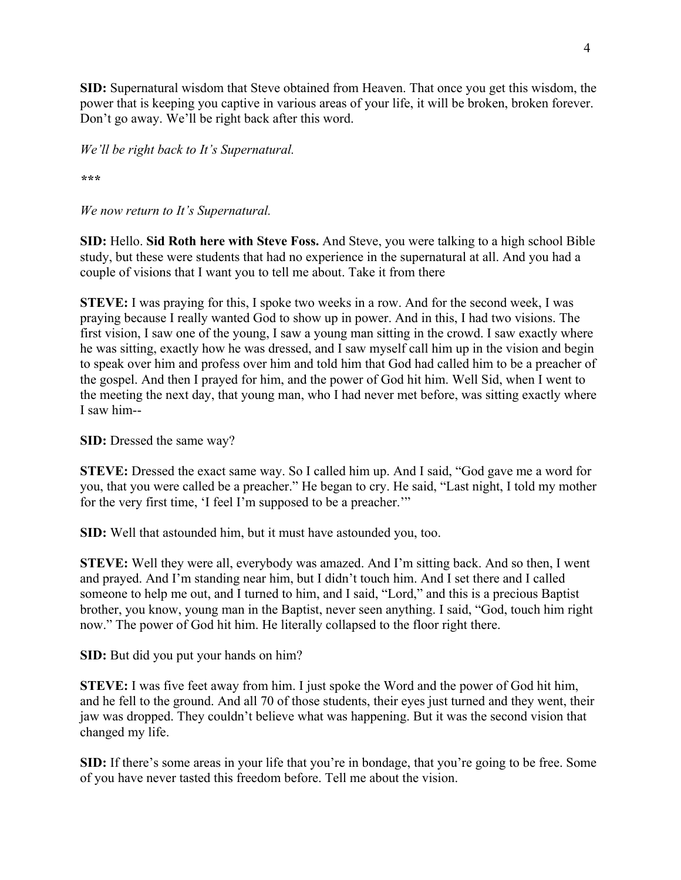**SID:** Supernatural wisdom that Steve obtained from Heaven. That once you get this wisdom, the power that is keeping you captive in various areas of your life, it will be broken, broken forever. Don't go away. We'll be right back after this word.

*We'll be right back to It's Supernatural.*

***

*We now return to It's Supernatural.*

**SID:** Hello. **Sid Roth here with Steve Foss.** And Steve, you were talking to a high school Bible study, but these were students that had no experience in the supernatural at all. And you had a couple of visions that I want you to tell me about. Take it from there

**STEVE:** I was praying for this, I spoke two weeks in a row. And for the second week, I was praying because I really wanted God to show up in power. And in this, I had two visions. The first vision, I saw one of the young, I saw a young man sitting in the crowd. I saw exactly where he was sitting, exactly how he was dressed, and I saw myself call him up in the vision and begin to speak over him and profess over him and told him that God had called him to be a preacher of the gospel. And then I prayed for him, and the power of God hit him. Well Sid, when I went to the meeting the next day, that young man, who I had never met before, was sitting exactly where I saw him--

**SID:** Dressed the same way?

**STEVE:** Dressed the exact same way. So I called him up. And I said, "God gave me a word for you, that you were called be a preacher." He began to cry. He said, "Last night, I told my mother for the very first time, 'I feel I'm supposed to be a preacher.'"

**SID:** Well that astounded him, but it must have astounded you, too.

**STEVE:** Well they were all, everybody was amazed. And I'm sitting back. And so then, I went and prayed. And I'm standing near him, but I didn't touch him. And I set there and I called someone to help me out, and I turned to him, and I said, "Lord," and this is a precious Baptist brother, you know, young man in the Baptist, never seen anything. I said, "God, touch him right now." The power of God hit him. He literally collapsed to the floor right there.

**SID:** But did you put your hands on him?

**STEVE:** I was five feet away from him. I just spoke the Word and the power of God hit him, and he fell to the ground. And all 70 of those students, their eyes just turned and they went, their jaw was dropped. They couldn't believe what was happening. But it was the second vision that changed my life.

**SID:** If there's some areas in your life that you're in bondage, that you're going to be free. Some of you have never tasted this freedom before. Tell me about the vision.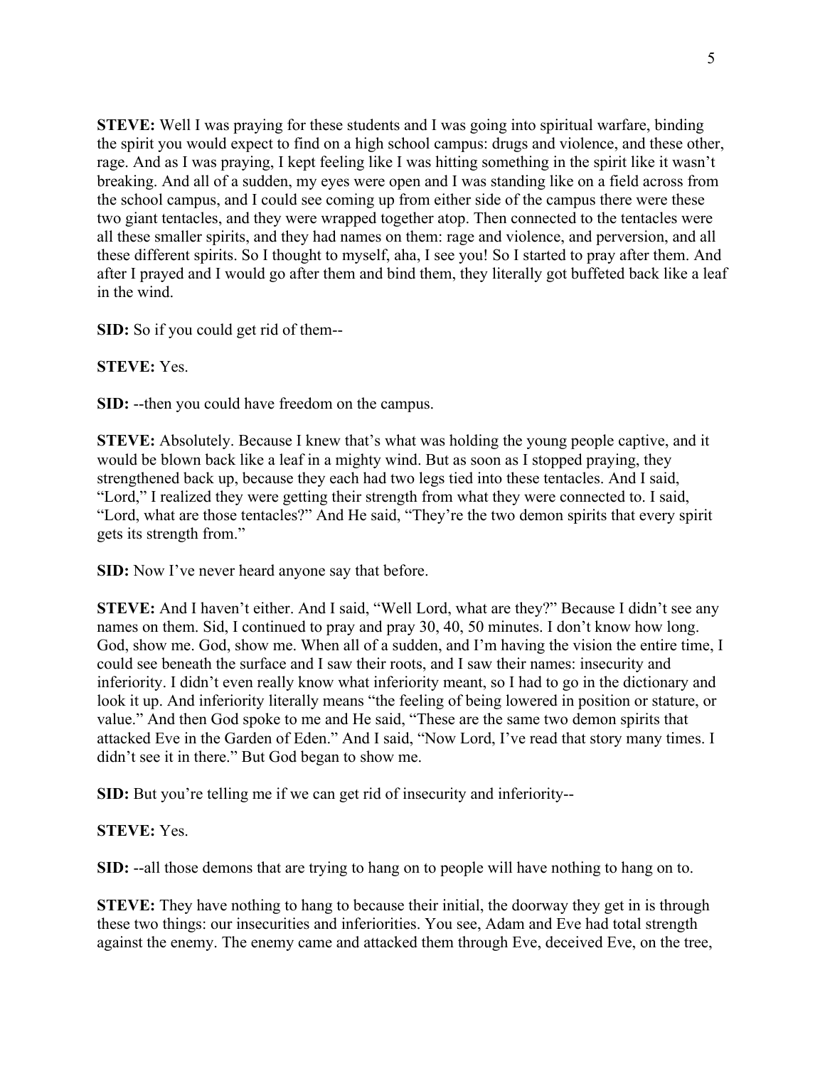**STEVE:** Well I was praying for these students and I was going into spiritual warfare, binding the spirit you would expect to find on a high school campus: drugs and violence, and these other, rage. And as I was praying, I kept feeling like I was hitting something in the spirit like it wasn't breaking. And all of a sudden, my eyes were open and I was standing like on a field across from the school campus, and I could see coming up from either side of the campus there were these two giant tentacles, and they were wrapped together atop. Then connected to the tentacles were all these smaller spirits, and they had names on them: rage and violence, and perversion, and all these different spirits. So I thought to myself, aha, I see you! So I started to pray after them. And after I prayed and I would go after them and bind them, they literally got buffeted back like a leaf in the wind.

**SID:** So if you could get rid of them--

**STEVE:** Yes.

**SID:** --then you could have freedom on the campus.

**STEVE:** Absolutely. Because I knew that's what was holding the young people captive, and it would be blown back like a leaf in a mighty wind. But as soon as I stopped praying, they strengthened back up, because they each had two legs tied into these tentacles. And I said, "Lord," I realized they were getting their strength from what they were connected to. I said, "Lord, what are those tentacles?" And He said, "They're the two demon spirits that every spirit gets its strength from."

**SID:** Now I've never heard anyone say that before.

**STEVE:** And I haven't either. And I said, "Well Lord, what are they?" Because I didn't see any names on them. Sid, I continued to pray and pray 30, 40, 50 minutes. I don't know how long. God, show me. God, show me. When all of a sudden, and I'm having the vision the entire time, I could see beneath the surface and I saw their roots, and I saw their names: insecurity and inferiority. I didn't even really know what inferiority meant, so I had to go in the dictionary and look it up. And inferiority literally means "the feeling of being lowered in position or stature, or value." And then God spoke to me and He said, "These are the same two demon spirits that attacked Eve in the Garden of Eden." And I said, "Now Lord, I've read that story many times. I didn't see it in there." But God began to show me.

**SID:** But you're telling me if we can get rid of insecurity and inferiority--

**STEVE:** Yes.

**SID:** --all those demons that are trying to hang on to people will have nothing to hang on to.

**STEVE:** They have nothing to hang to because their initial, the doorway they get in is through these two things: our insecurities and inferiorities. You see, Adam and Eve had total strength against the enemy. The enemy came and attacked them through Eve, deceived Eve, on the tree,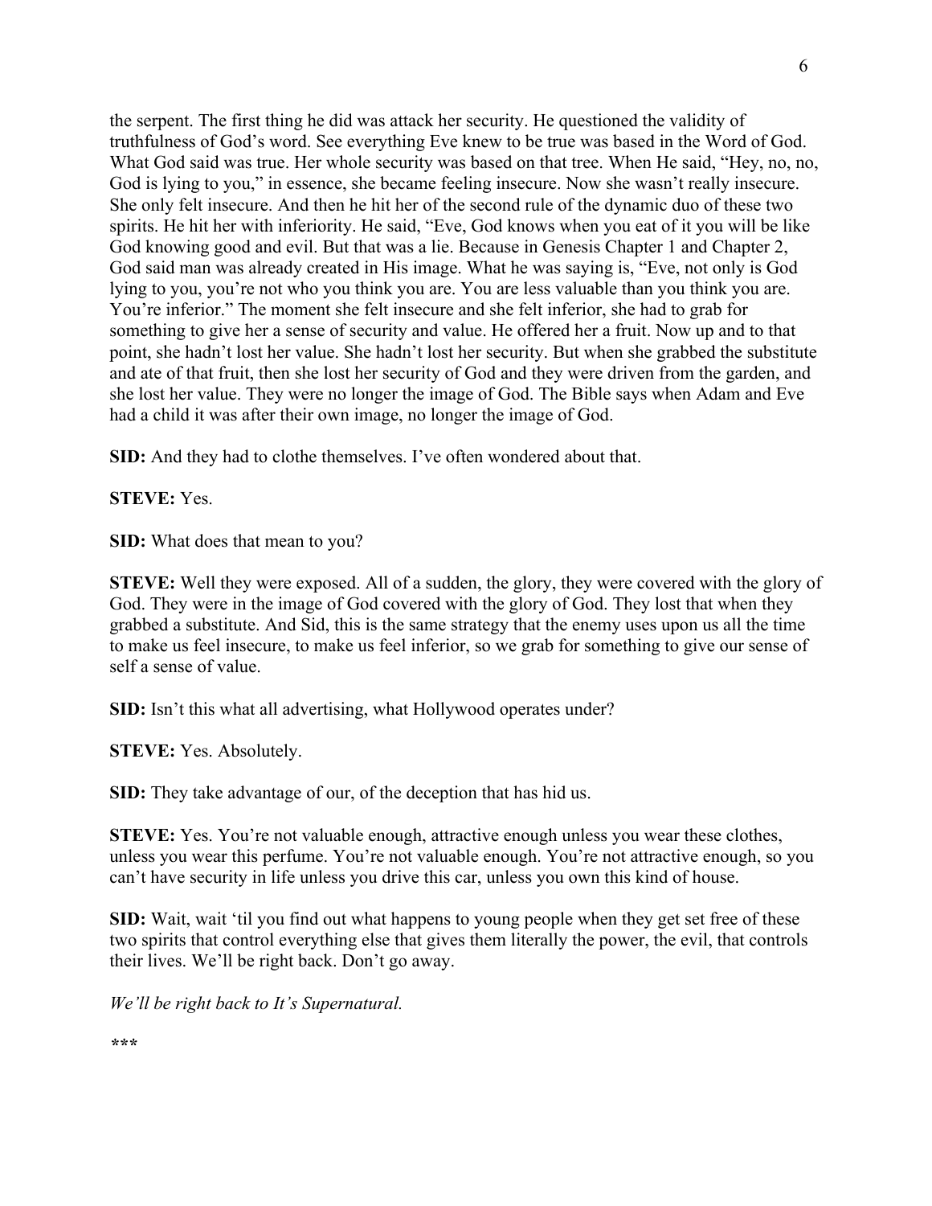the serpent. The first thing he did was attack her security. He questioned the validity of truthfulness of God's word. See everything Eve knew to be true was based in the Word of God. What God said was true. Her whole security was based on that tree. When He said, "Hey, no, no, God is lying to you," in essence, she became feeling insecure. Now she wasn't really insecure. She only felt insecure. And then he hit her of the second rule of the dynamic duo of these two spirits. He hit her with inferiority. He said, "Eve, God knows when you eat of it you will be like God knowing good and evil. But that was a lie. Because in Genesis Chapter 1 and Chapter 2, God said man was already created in His image. What he was saying is, "Eve, not only is God lying to you, you're not who you think you are. You are less valuable than you think you are. You're inferior." The moment she felt insecure and she felt inferior, she had to grab for something to give her a sense of security and value. He offered her a fruit. Now up and to that point, she hadn't lost her value. She hadn't lost her security. But when she grabbed the substitute and ate of that fruit, then she lost her security of God and they were driven from the garden, and she lost her value. They were no longer the image of God. The Bible says when Adam and Eve had a child it was after their own image, no longer the image of God.

**SID:** And they had to clothe themselves. I've often wondered about that.

**STEVE:** Yes.

**SID:** What does that mean to you?

**STEVE:** Well they were exposed. All of a sudden, the glory, they were covered with the glory of God. They were in the image of God covered with the glory of God. They lost that when they grabbed a substitute. And Sid, this is the same strategy that the enemy uses upon us all the time to make us feel insecure, to make us feel inferior, so we grab for something to give our sense of self a sense of value.

**SID:** Isn't this what all advertising, what Hollywood operates under?

**STEVE:** Yes. Absolutely.

**SID:** They take advantage of our, of the deception that has hid us.

**STEVE:** Yes. You're not valuable enough, attractive enough unless you wear these clothes, unless you wear this perfume. You're not valuable enough. You're not attractive enough, so you can't have security in life unless you drive this car, unless you own this kind of house.

**SID:** Wait, wait 'til you find out what happens to young people when they get set free of these two spirits that control everything else that gives them literally the power, the evil, that controls their lives. We'll be right back. Don't go away.

*We'll be right back to It's Supernatural.*

***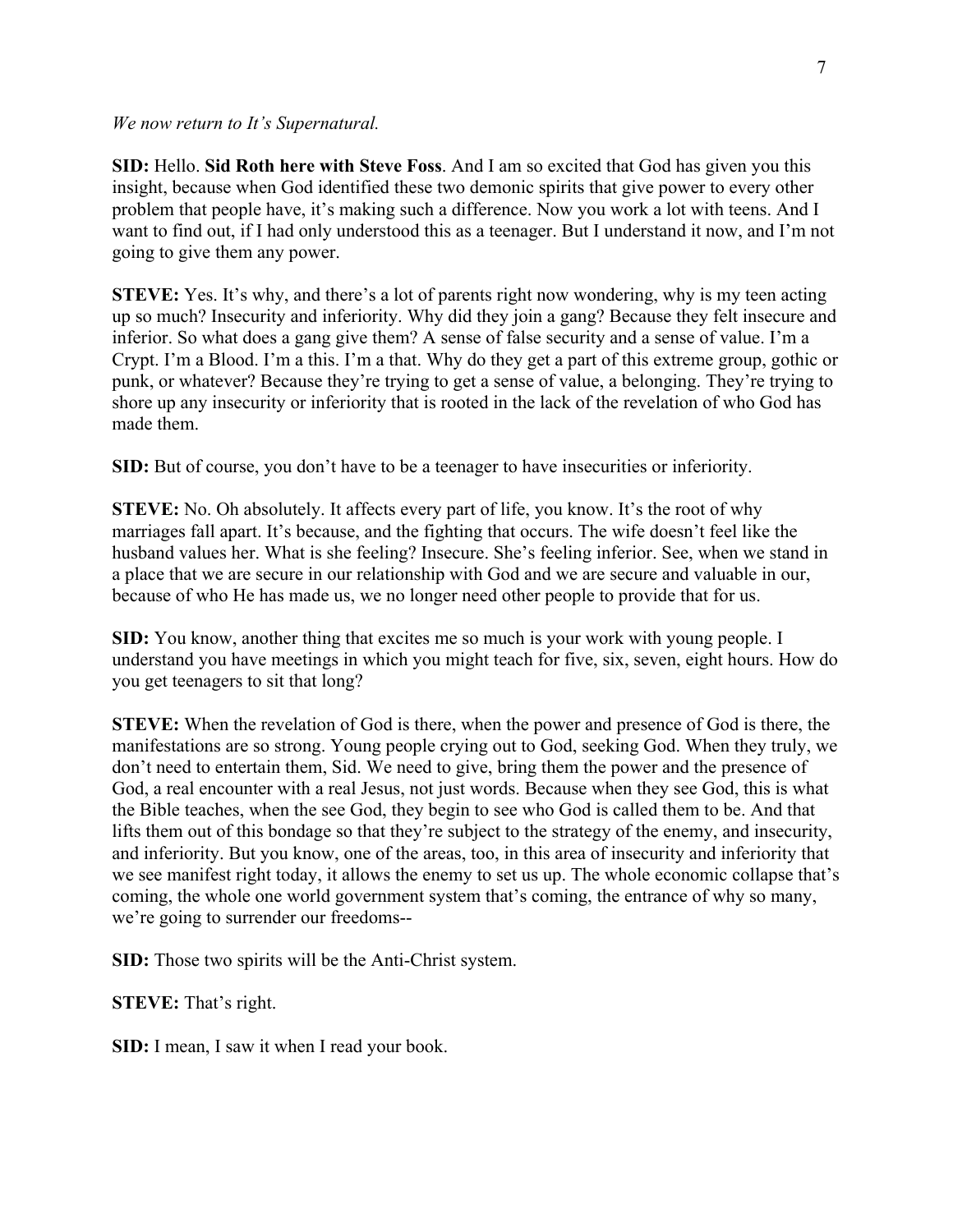*We now return to It's Supernatural.*

**SID:** Hello. **Sid Roth here with Steve Foss**. And I am so excited that God has given you this insight, because when God identified these two demonic spirits that give power to every other problem that people have, it's making such a difference. Now you work a lot with teens. And I want to find out, if I had only understood this as a teenager. But I understand it now, and I'm not going to give them any power.

**STEVE:** Yes. It's why, and there's a lot of parents right now wondering, why is my teen acting up so much? Insecurity and inferiority. Why did they join a gang? Because they felt insecure and inferior. So what does a gang give them? A sense of false security and a sense of value. I'm a Crypt. I'm a Blood. I'm a this. I'm a that. Why do they get a part of this extreme group, gothic or punk, or whatever? Because they're trying to get a sense of value, a belonging. They're trying to shore up any insecurity or inferiority that is rooted in the lack of the revelation of who God has made them.

**SID:** But of course, you don't have to be a teenager to have insecurities or inferiority.

**STEVE:** No. Oh absolutely. It affects every part of life, you know. It's the root of why marriages fall apart. It's because, and the fighting that occurs. The wife doesn't feel like the husband values her. What is she feeling? Insecure. She's feeling inferior. See, when we stand in a place that we are secure in our relationship with God and we are secure and valuable in our, because of who He has made us, we no longer need other people to provide that for us.

**SID:** You know, another thing that excites me so much is your work with young people. I understand you have meetings in which you might teach for five, six, seven, eight hours. How do you get teenagers to sit that long?

**STEVE:** When the revelation of God is there, when the power and presence of God is there, the manifestations are so strong. Young people crying out to God, seeking God. When they truly, we don't need to entertain them, Sid. We need to give, bring them the power and the presence of God, a real encounter with a real Jesus, not just words. Because when they see God, this is what the Bible teaches, when the see God, they begin to see who God is called them to be. And that lifts them out of this bondage so that they're subject to the strategy of the enemy, and insecurity, and inferiority. But you know, one of the areas, too, in this area of insecurity and inferiority that we see manifest right today, it allows the enemy to set us up. The whole economic collapse that's coming, the whole one world government system that's coming, the entrance of why so many, we're going to surrender our freedoms--

**SID:** Those two spirits will be the Anti-Christ system.

**STEVE:** That's right.

**SID:** I mean, I saw it when I read your book.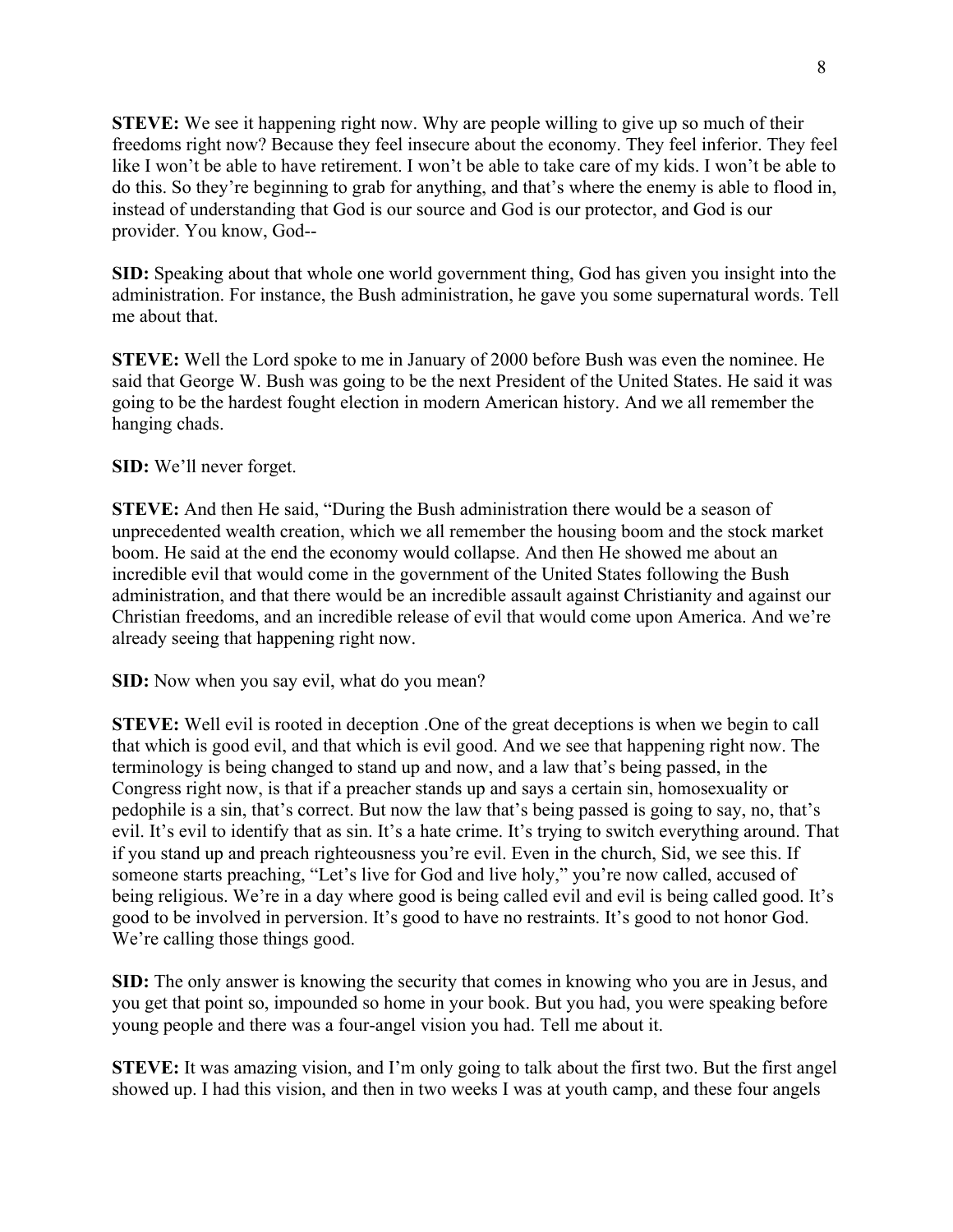**STEVE:** We see it happening right now. Why are people willing to give up so much of their freedoms right now? Because they feel insecure about the economy. They feel inferior. They feel like I won't be able to have retirement. I won't be able to take care of my kids. I won't be able to do this. So they're beginning to grab for anything, and that's where the enemy is able to flood in, instead of understanding that God is our source and God is our protector, and God is our provider. You know, God--

**SID:** Speaking about that whole one world government thing, God has given you insight into the administration. For instance, the Bush administration, he gave you some supernatural words. Tell me about that.

**STEVE:** Well the Lord spoke to me in January of 2000 before Bush was even the nominee. He said that George W. Bush was going to be the next President of the United States. He said it was going to be the hardest fought election in modern American history. And we all remember the hanging chads.

**SID:** We'll never forget.

**STEVE:** And then He said, "During the Bush administration there would be a season of unprecedented wealth creation, which we all remember the housing boom and the stock market boom. He said at the end the economy would collapse. And then He showed me about an incredible evil that would come in the government of the United States following the Bush administration, and that there would be an incredible assault against Christianity and against our Christian freedoms, and an incredible release of evil that would come upon America. And we're already seeing that happening right now.

**SID:** Now when you say evil, what do you mean?

**STEVE:** Well evil is rooted in deception .One of the great deceptions is when we begin to call that which is good evil, and that which is evil good. And we see that happening right now. The terminology is being changed to stand up and now, and a law that's being passed, in the Congress right now, is that if a preacher stands up and says a certain sin, homosexuality or pedophile is a sin, that's correct. But now the law that's being passed is going to say, no, that's evil. It's evil to identify that as sin. It's a hate crime. It's trying to switch everything around. That if you stand up and preach righteousness you're evil. Even in the church, Sid, we see this. If someone starts preaching, "Let's live for God and live holy," you're now called, accused of being religious. We're in a day where good is being called evil and evil is being called good. It's good to be involved in perversion. It's good to have no restraints. It's good to not honor God. We're calling those things good.

**SID:** The only answer is knowing the security that comes in knowing who you are in Jesus, and you get that point so, impounded so home in your book. But you had, you were speaking before young people and there was a four-angel vision you had. Tell me about it.

**STEVE:** It was amazing vision, and I'm only going to talk about the first two. But the first angel showed up. I had this vision, and then in two weeks I was at youth camp, and these four angels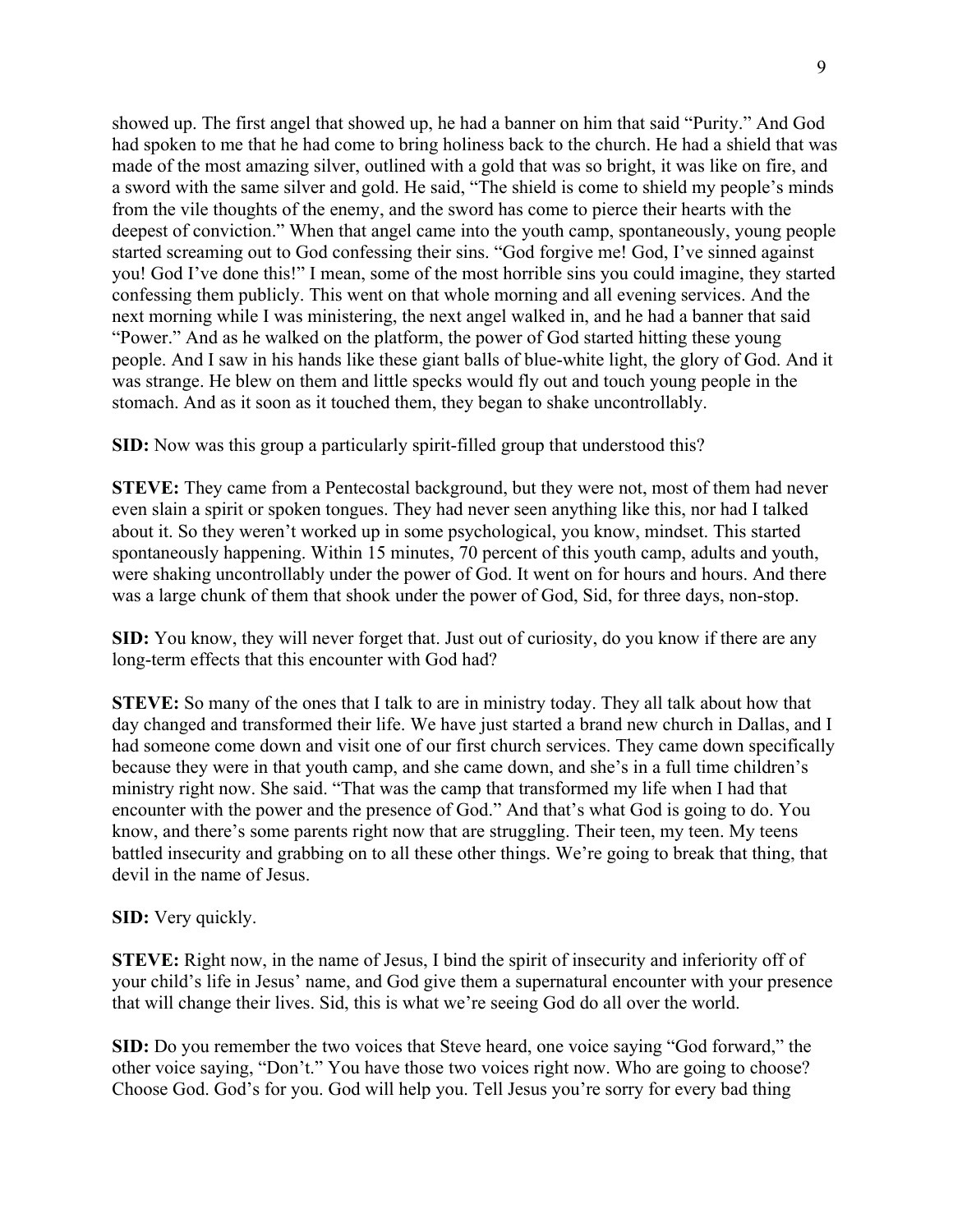showed up. The first angel that showed up, he had a banner on him that said "Purity." And God had spoken to me that he had come to bring holiness back to the church. He had a shield that was made of the most amazing silver, outlined with a gold that was so bright, it was like on fire, and a sword with the same silver and gold. He said, "The shield is come to shield my people's minds from the vile thoughts of the enemy, and the sword has come to pierce their hearts with the deepest of conviction." When that angel came into the youth camp, spontaneously, young people started screaming out to God confessing their sins. "God forgive me! God, I've sinned against you! God I've done this!" I mean, some of the most horrible sins you could imagine, they started confessing them publicly. This went on that whole morning and all evening services. And the next morning while I was ministering, the next angel walked in, and he had a banner that said "Power." And as he walked on the platform, the power of God started hitting these young people. And I saw in his hands like these giant balls of blue-white light, the glory of God. And it was strange. He blew on them and little specks would fly out and touch young people in the stomach. And as it soon as it touched them, they began to shake uncontrollably.

**SID:** Now was this group a particularly spirit-filled group that understood this?

**STEVE:** They came from a Pentecostal background, but they were not, most of them had never even slain a spirit or spoken tongues. They had never seen anything like this, nor had I talked about it. So they weren't worked up in some psychological, you know, mindset. This started spontaneously happening. Within 15 minutes, 70 percent of this youth camp, adults and youth, were shaking uncontrollably under the power of God. It went on for hours and hours. And there was a large chunk of them that shook under the power of God, Sid, for three days, non-stop.

**SID:** You know, they will never forget that. Just out of curiosity, do you know if there are any long-term effects that this encounter with God had?

**STEVE:** So many of the ones that I talk to are in ministry today. They all talk about how that day changed and transformed their life. We have just started a brand new church in Dallas, and I had someone come down and visit one of our first church services. They came down specifically because they were in that youth camp, and she came down, and she's in a full time children's ministry right now. She said. "That was the camp that transformed my life when I had that encounter with the power and the presence of God." And that's what God is going to do. You know, and there's some parents right now that are struggling. Their teen, my teen. My teens battled insecurity and grabbing on to all these other things. We're going to break that thing, that devil in the name of Jesus.

**SID:** Very quickly.

**STEVE:** Right now, in the name of Jesus, I bind the spirit of insecurity and inferiority off of your child's life in Jesus' name, and God give them a supernatural encounter with your presence that will change their lives. Sid, this is what we're seeing God do all over the world.

**SID:** Do you remember the two voices that Steve heard, one voice saying "God forward," the other voice saying, "Don't." You have those two voices right now. Who are going to choose? Choose God. God's for you. God will help you. Tell Jesus you're sorry for every bad thing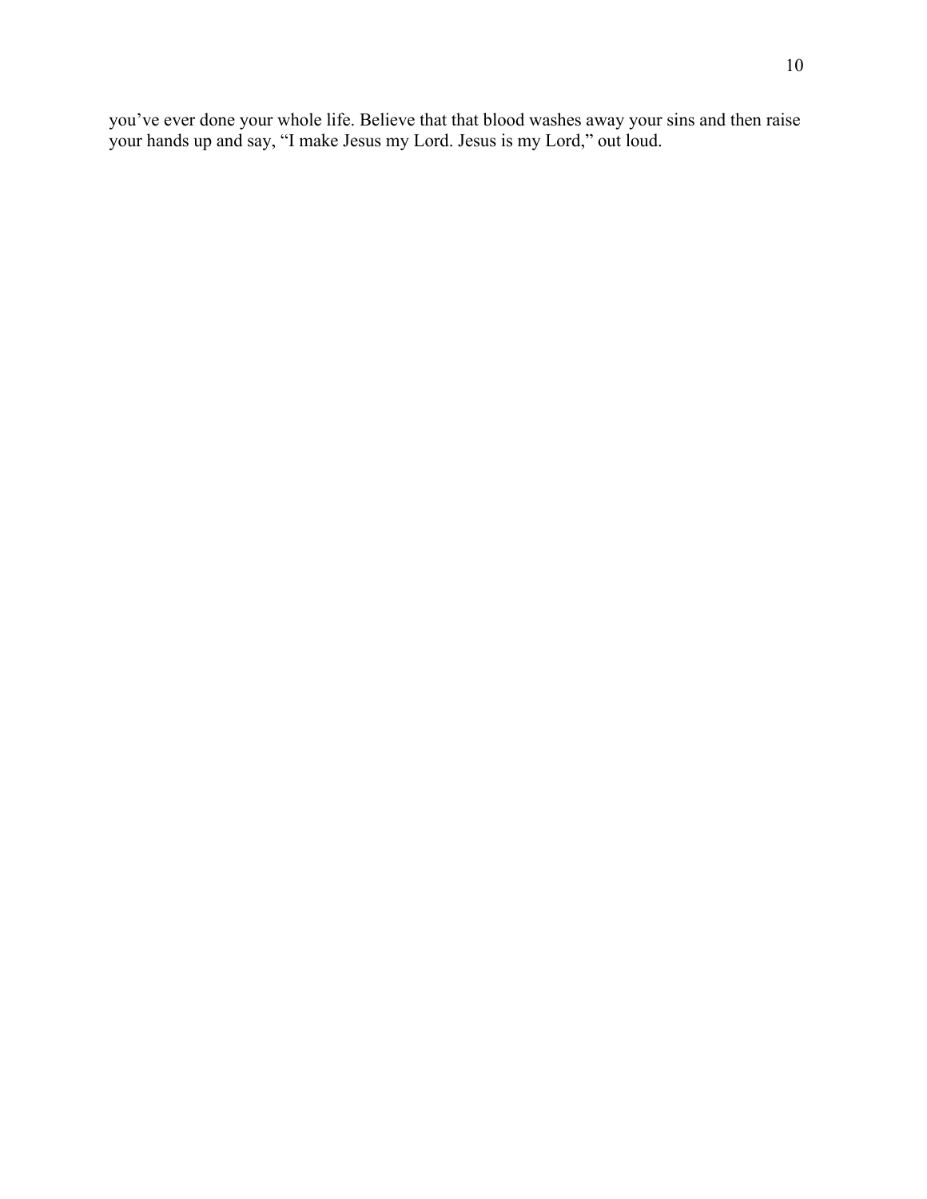you've ever done your whole life. Believe that that blood washes away your sins and then raise your hands up and say, "I make Jesus my Lord. Jesus is my Lord," out loud.